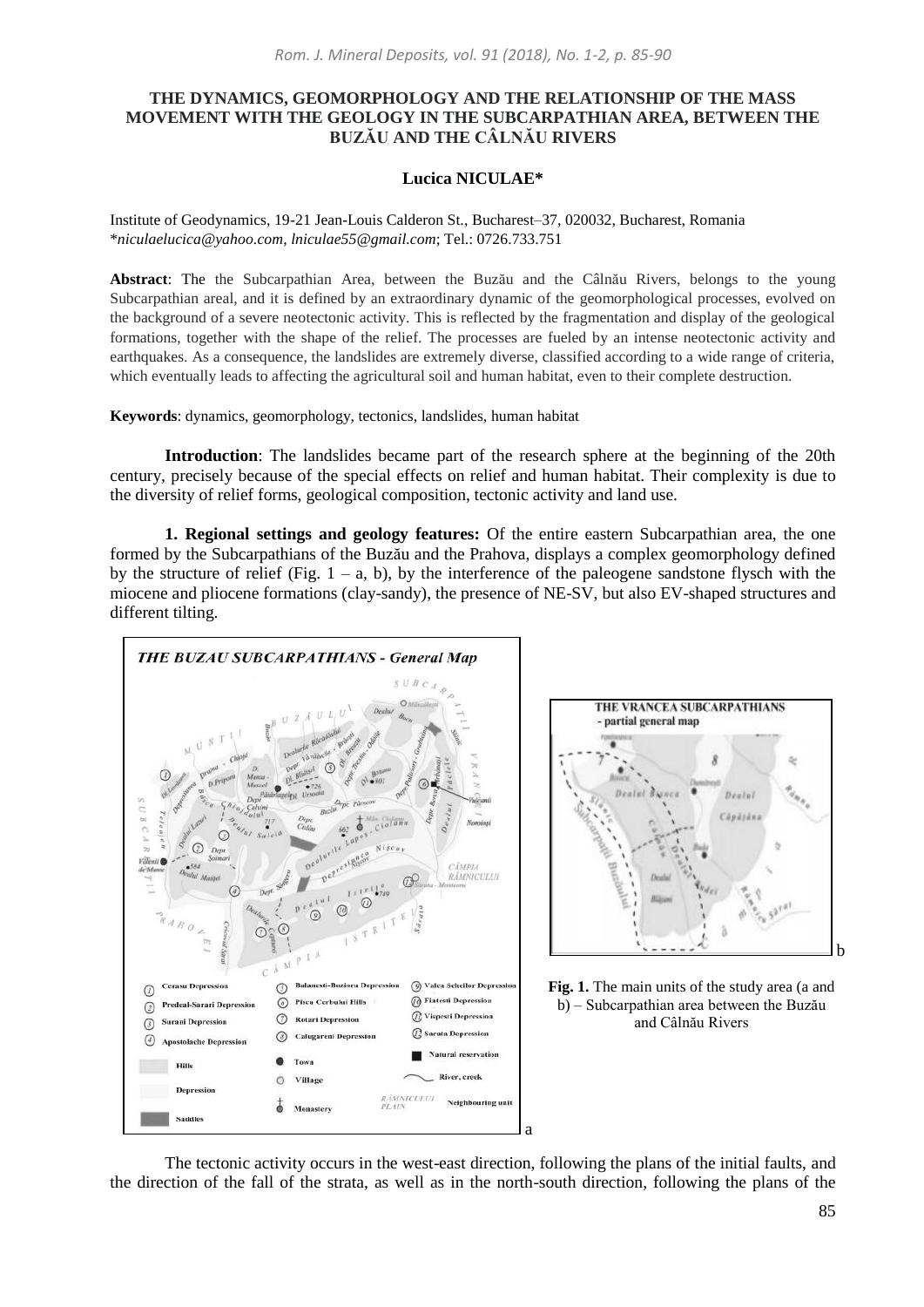# THE DYNAMICS, GEOMORPHOLOGY AND THE RELATIONSHIP OF THE MASS MOVEMENT WITH THE GEOLOGY IN THE SUBCARPATHIAN AREA, BETWEEN THE BUZĂU AND THE CÂLNĂU RIVERS

**Lucica NICULAE***

Institute of Geodynamics, 19-21 Jean-Louis Calderon St., Bucharest–37, 020032, Bucharest, Romania
**niculaelucica@yahoo.com, lniculae55@gmail.com*; Tel.: 0726.733.751

**Abstract**: The the Subcarpathian Area, between the Buzău and the Câlnău Rivers, belongs to the young Subcarpathian areal, and it is defined by an extraordinary dynamic of the geomorphological processes, evolved on the background of a severe neotectonic activity. This is reflected by the fragmentation and display of the geological formations, together with the shape of the relief. The processes are fueled by an intense neotectonic activity and earthquakes. As a consequence, the landslides are extremely diverse, classified according to a wide range of criteria, which eventually leads to affecting the agricultural soil and human habitat, even to their complete destruction.

**Keywords**: dynamics, geomorphology, tectonics, landslides, human habitat

**Introduction**: The landslides became part of the research sphere at the beginning of the 20th century, precisely because of the special effects on relief and human habitat. Their complexity is due to the diversity of relief forms, geological composition, tectonic activity and land use.

**1. Regional settings and geology features:** Of the entire eastern Subcarpathian area, the one formed by the Subcarpathians of the Buzău and the Prahova, displays a complex geomorphology defined by the structure of relief (Fig. 1 – a, b), by the interference of the paleogene sandstone flysch with the miocene and pliocene formations (clay-sandy), the presence of NE-SV, but also EV-shaped structures and different tilting.

**Fig. 1.** The main units of the study area (a and b) – Subcarpathian area between the Buzău and Câlnău Rivers

The tectonic activity occurs in the west-east direction, following the plans of the initial faults, and the direction of the fall of the strata, as well as in the north-south direction, following the plans of the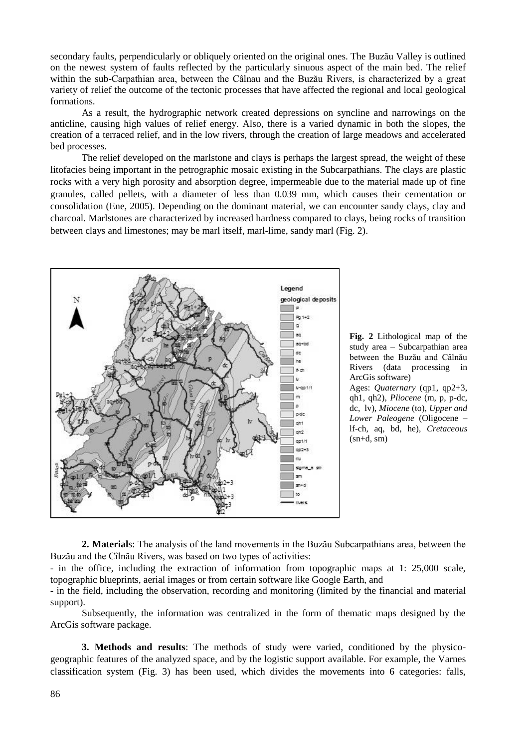secondary faults, perpendicularly or obliquely oriented on the original ones. The Buzău Valley is outlined on the newest system of faults reflected by the particularly sinuous aspect of the main bed. The relief within the sub-Carpathian area, between the Câlnau and the Buzău Rivers, is characterized by a great variety of relief the outcome of the tectonic processes that have affected the regional and local geological formations.

As a result, the hydrographic network created depressions on syncline and narrowings on the anticline, causing high values of relief energy. Also, there is a varied dynamic in both the slopes, the creation of a terraced relief, and in the low rivers, through the creation of large meadows and accelerated bed processes.

The relief developed on the marlstone and clays is perhaps the largest spread, the weight of these litofacies being important in the petrographic mosaic existing in the Subcarpathians. The clays are plastic rocks with a very high porosity and absorption degree, impermeable due to the material made up of fine granules, called pellets, with a diameter of less than 0.039 mm, which causes their cementation or consolidation (Ene, 2005). Depending on the dominant material, we can encounter sandy clays, clay and charcoal. Marlstones are characterized by increased hardness compared to clays, being rocks of transition between clays and limestones; may be marl itself, marl-lime, sandy marl (Fig. 2).

**Fig. 2** Lithological map of the study area – Subcarpathian area between the Buzău and Câlnău Rivers (data processing in ArcGis software)
Ages: *Quaternary* (qp1, qp2+3, qh1, qh2), *Pliocene* (m, p, p-dc, dc, lv), *Miocene* (to), *Upper and Lower Paleogene* (Oligocene – lf-ch, aq, bd, he), *Cretaceous* (sn+d, sm)

**2. Material**s: The analysis of the land movements in the Buzău Subcarpathians area, between the Buzău and the Cîlnău Rivers, was based on two types of activities:

- in the office, including the extraction of information from topographic maps at 1: 25,000 scale, topographic blueprints, aerial images or from certain software like Google Earth, and
- in the field, including the observation, recording and monitoring (limited by the financial and material support).

Subsequently, the information was centralized in the form of thematic maps designed by the ArcGis software package.

**3. Methods and results**: The methods of study were varied, conditioned by the physico-geographic features of the analyzed space, and by the logistic support available. For example, the Varnes classification system (Fig. 3) has been used, which divides the movements into 6 categories: falls,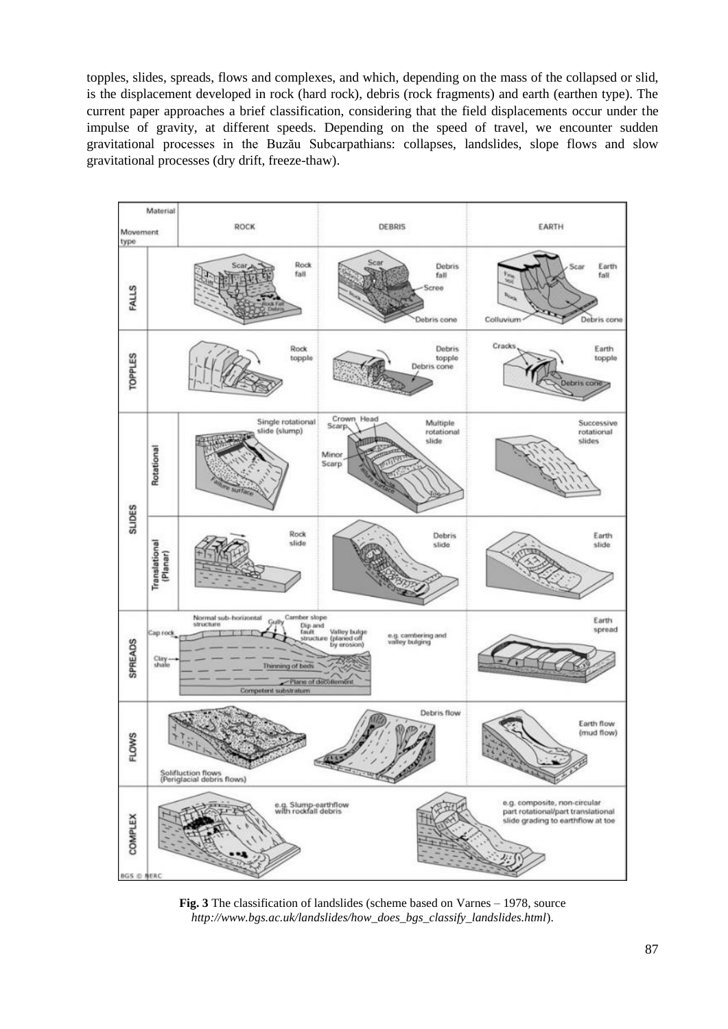topples, slides, spreads, flows and complexes, and which, depending on the mass of the collapsed or slid, is the displacement developed in rock (hard rock), debris (rock fragments) and earth (earthen type). The current paper approaches a brief classification, considering that the field displacements occur under the impulse of gravity, at different speeds. Depending on the speed of travel, we encounter sudden gravitational processes in the Buzău Subcarpathians: collapses, landslides, slope flows and slow gravitational processes (dry drift, freeze-thaw).

**Fig. 3** The classification of landslides (scheme based on Varnes – 1978, source *http://www.bgs.ac.uk/landslides/how_does_bgs_classify_landslides.html*).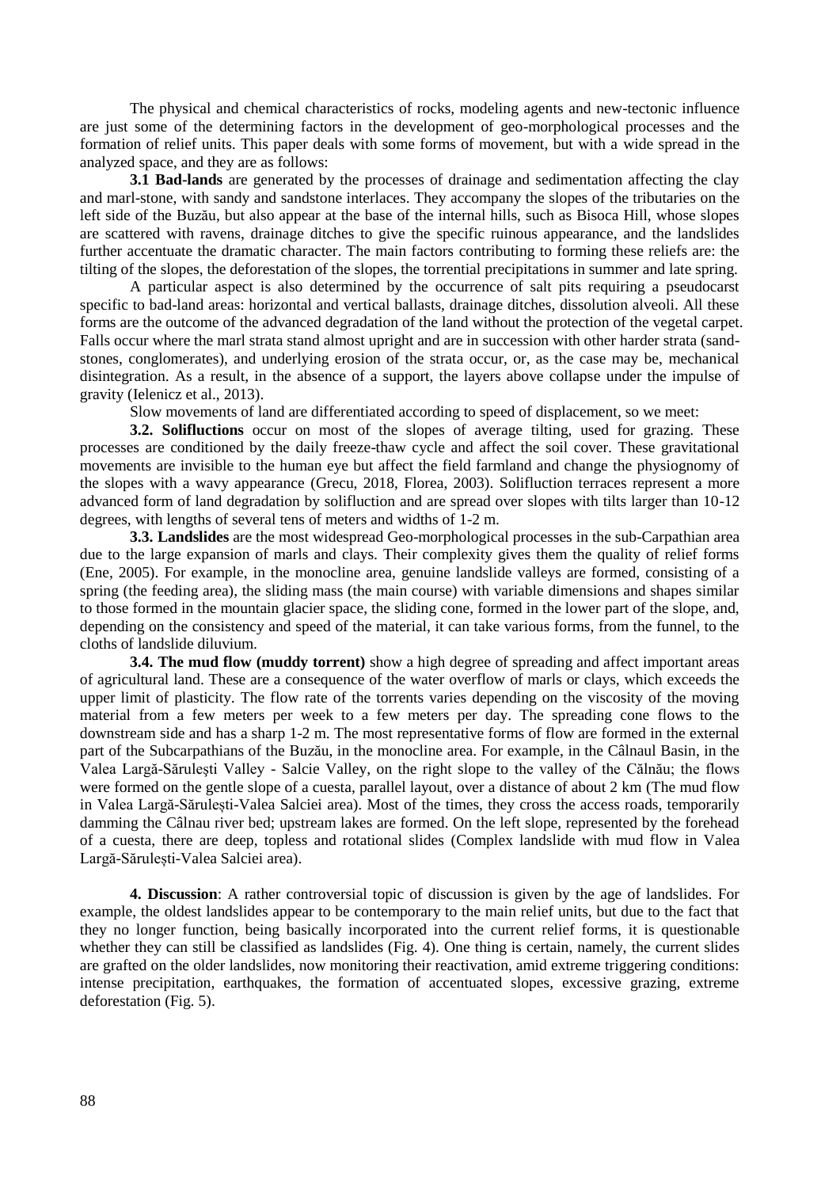The physical and chemical characteristics of rocks, modeling agents and new-tectonic influence are just some of the determining factors in the development of geo-morphological processes and the formation of relief units. This paper deals with some forms of movement, but with a wide spread in the analyzed space, and they are as follows:

**3.1 Bad-lands** are generated by the processes of drainage and sedimentation affecting the clay and marl-stone, with sandy and sandstone interlaces. They accompany the slopes of the tributaries on the left side of the Buzău, but also appear at the base of the internal hills, such as Bisoca Hill, whose slopes are scattered with ravens, drainage ditches to give the specific ruinous appearance, and the landslides further accentuate the dramatic character. The main factors contributing to forming these reliefs are: the tilting of the slopes, the deforestation of the slopes, the torrential precipitations in summer and late spring.

A particular aspect is also determined by the occurrence of salt pits requiring a pseudocarst specific to bad-land areas: horizontal and vertical ballasts, drainage ditches, dissolution alveoli. All these forms are the outcome of the advanced degradation of the land without the protection of the vegetal carpet. Falls occur where the marl strata stand almost upright and are in succession with other harder strata (sand-stones, conglomerates), and underlying erosion of the strata occur, or, as the case may be, mechanical disintegration. As a result, in the absence of a support, the layers above collapse under the impulse of gravity (Ielenicz et al., 2013).

Slow movements of land are differentiated according to speed of displacement, so we meet:

**3.2. Solifluctions** occur on most of the slopes of average tilting, used for grazing. These processes are conditioned by the daily freeze-thaw cycle and affect the soil cover. These gravitational movements are invisible to the human eye but affect the field farmland and change the physiognomy of the slopes with a wavy appearance (Grecu, 2018, Florea, 2003). Solifluction terraces represent a more advanced form of land degradation by solifluction and are spread over slopes with tilts larger than 10-12 degrees, with lengths of several tens of meters and widths of 1-2 m.

**3.3. Landslides** are the most widespread Geo-morphological processes in the sub-Carpathian area due to the large expansion of marls and clays. Their complexity gives them the quality of relief forms (Ene, 2005). For example, in the monocline area, genuine landslide valleys are formed, consisting of a spring (the feeding area), the sliding mass (the main course) with variable dimensions and shapes similar to those formed in the mountain glacier space, the sliding cone, formed in the lower part of the slope, and, depending on the consistency and speed of the material, it can take various forms, from the funnel, to the cloths of landslide diluvium.

**3.4. The mud flow (muddy torrent)** show a high degree of spreading and affect important areas of agricultural land. These are a consequence of the water overflow of marls or clays, which exceeds the upper limit of plasticity. The flow rate of the torrents varies depending on the viscosity of the moving material from a few meters per week to a few meters per day. The spreading cone flows to the downstream side and has a sharp 1-2 m. The most representative forms of flow are formed in the external part of the Subcarpathians of the Buzău, in the monocline area. For example, in the Câlnaul Basin, in the Valea Largă-Săruleşti Valley - Salcie Valley, on the right slope to the valley of the Călnău; the flows were formed on the gentle slope of a cuesta, parallel layout, over a distance of about 2 km (The mud flow in Valea Largă-Sărulești-Valea Salciei area). Most of the times, they cross the access roads, temporarily damming the Câlnau river bed; upstream lakes are formed. On the left slope, represented by the forehead of a cuesta, there are deep, topless and rotational slides (Complex landslide with mud flow in Valea Largă-Sărulești-Valea Salciei area).

**4. Discussion**: A rather controversial topic of discussion is given by the age of landslides. For example, the oldest landslides appear to be contemporary to the main relief units, but due to the fact that they no longer function, being basically incorporated into the current relief forms, it is questionable whether they can still be classified as landslides (Fig. 4). One thing is certain, namely, the current slides are grafted on the older landslides, now monitoring their reactivation, amid extreme triggering conditions: intense precipitation, earthquakes, the formation of accentuated slopes, excessive grazing, extreme deforestation (Fig. 5).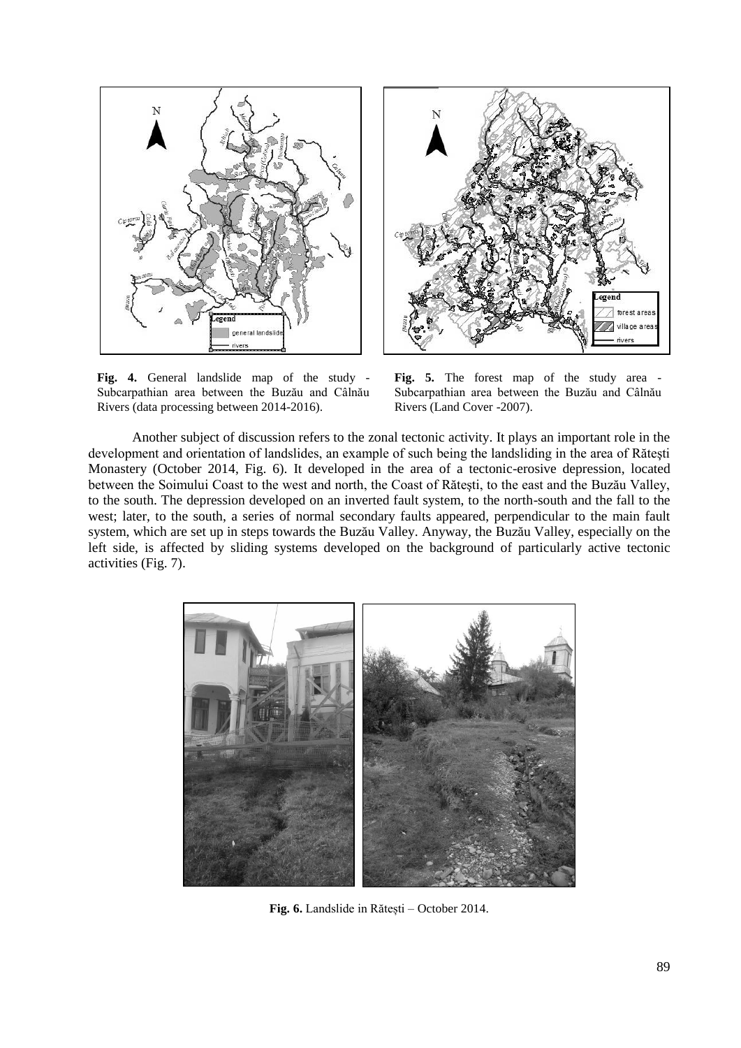**Fig. 4.** General landslide map of the study - Subcarpathian area between the Buzău and Câlnău Rivers (data processing between 2014-2016).

**Fig. 5.** The forest map of the study area - Subcarpathian area between the Buzău and Câlnău Rivers (Land Cover -2007).

Another subject of discussion refers to the zonal tectonic activity. It plays an important role in the development and orientation of landslides, an example of such being the landsliding in the area of Rătești Monastery (October 2014, Fig. 6). It developed in the area of a tectonic-erosive depression, located between the Soimului Coast to the west and north, the Coast of Rătești, to the east and the Buzău Valley, to the south. The depression developed on an inverted fault system, to the north-south and the fall to the west; later, to the south, a series of normal secondary faults appeared, perpendicular to the main fault system, which are set up in steps towards the Buzău Valley. Anyway, the Buzău Valley, especially on the left side, is affected by sliding systems developed on the background of particularly active tectonic activities (Fig. 7).

**Fig. 6.** Landslide in Rătești – October 2014.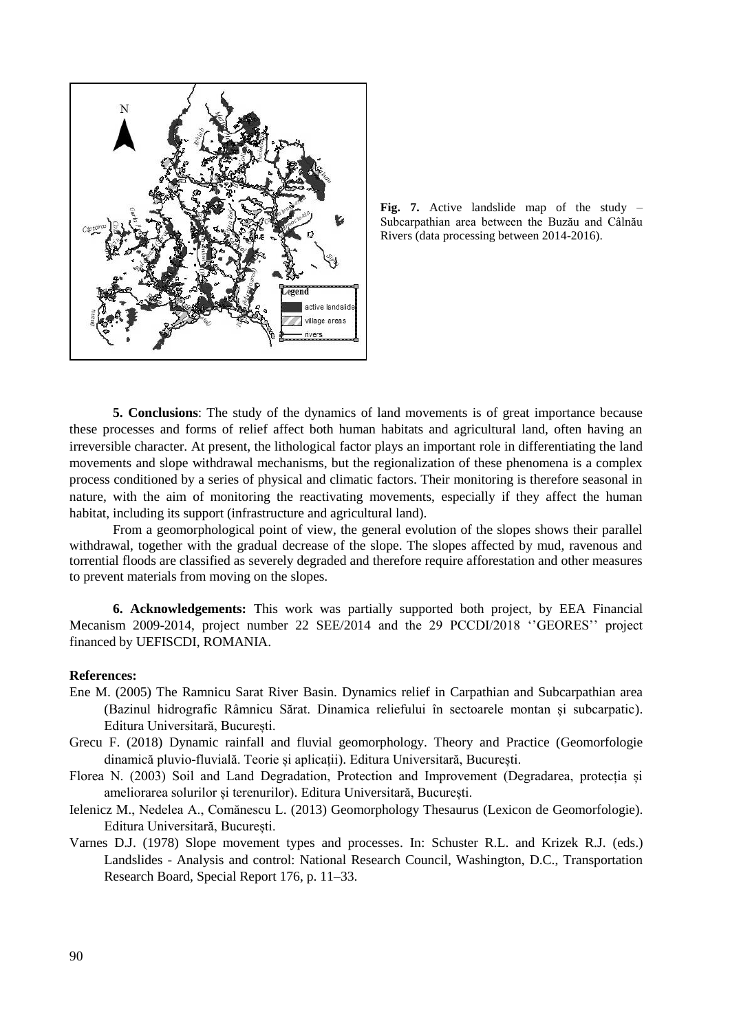**Fig. 7.** Active landslide map of the study – Subcarpathian area between the Buzău and Câlnău Rivers (data processing between 2014-2016).

**5. Conclusions**: The study of the dynamics of land movements is of great importance because these processes and forms of relief affect both human habitats and agricultural land, often having an irreversible character. At present, the lithological factor plays an important role in differentiating the land movements and slope withdrawal mechanisms, but the regionalization of these phenomena is a complex process conditioned by a series of physical and climatic factors. Their monitoring is therefore seasonal in nature, with the aim of monitoring the reactivating movements, especially if they affect the human habitat, including its support (infrastructure and agricultural land).

From a geomorphological point of view, the general evolution of the slopes shows their parallel withdrawal, together with the gradual decrease of the slope. The slopes affected by mud, ravenous and torrential floods are classified as severely degraded and therefore require afforestation and other measures to prevent materials from moving on the slopes.

**6. Acknowledgements:** This work was partially supported both project, by EEA Financial Mecanism 2009-2014, project number 22 SEE/2014 and the 29 PCCDI/2018 ''GEORES'' project financed by UEFISCDI, ROMANIA.

**References:**

Ene M. (2005) The Ramnicu Sarat River Basin. Dynamics relief in Carpathian and Subcarpathian area (Bazinul hidrografic Râmnicu Sărat. Dinamica reliefului în sectoarele montan și subcarpatic). Editura Universitară, București.

Grecu F. (2018) Dynamic rainfall and fluvial geomorphology. Theory and Practice (Geomorfologie dinamică pluvio-fluvială. Teorie și aplicații). Editura Universitară, București.

Florea N. (2003) Soil and Land Degradation, Protection and Improvement (Degradarea, protecția și ameliorarea solurilor și terenurilor). Editura Universitară, București.

Ielenicz M., Nedelea A., Comănescu L. (2013) Geomorphology Thesaurus (Lexicon de Geomorfologie). Editura Universitară, București.

Varnes D.J. (1978) Slope movement types and processes. In: Schuster R.L. and Krizek R.J. (eds.) Landslides - Analysis and control: National Research Council, Washington, D.C., Transportation Research Board, Special Report 176, p. 11–33.